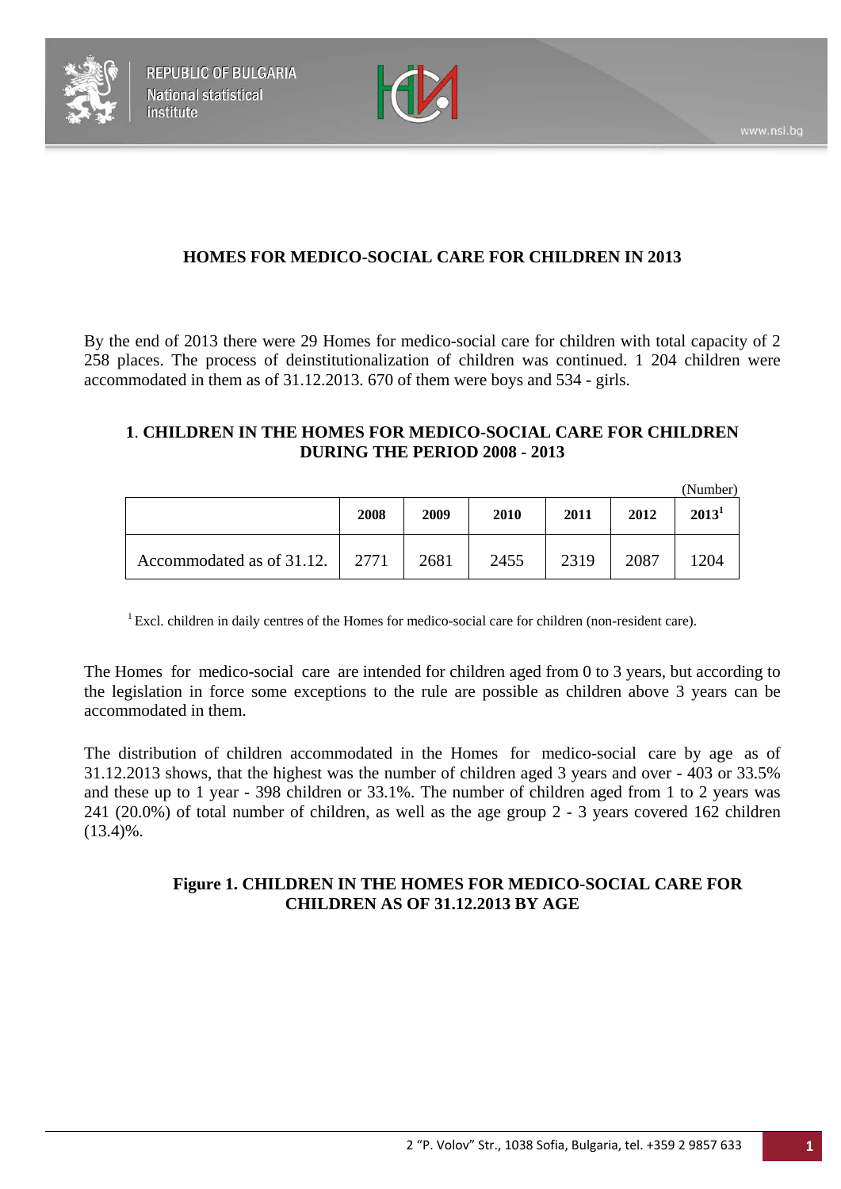# HOMES FOR MEDICO-SOCIAL CARE FOR CHILDREN IN 2013

By the end of 2013 there were 29 Homes for medico-social care for children with total capacity of 2 258 places. The process of deinstitutionalization of children was continued. 1 204 children were accommodated in them as of 31.12.2013. 670 of them were boys and 534 - girls.

## 1. CHILDREN IN THE HOMES FOR MEDICO-SOCIAL CARE FOR CHILDREN DURING THE PERIOD 2008 - 2013

(Number)

| | 2008 | 2009 | 2010 | 2011 | 2012 | 2013[1] |
|---|---|---|---|---|---|---|
| Accommodated as of 31.12. | 2771 | 2681 | 2455 | 2319 | 2087 | 1204 |

[1] Excl. children in daily centres of the Homes for medico-social care for children (non-resident care).

The Homes for medico-social care are intended for children aged from 0 to 3 years, but according to the legislation in force some exceptions to the rule are possible as children above 3 years can be accommodated in them.

The distribution of children accommodated in the Homes for medico-social care by age as of 31.12.2013 shows, that the highest was the number of children aged 3 years and over - 403 or 33.5% and these up to 1 year - 398 children or 33.1%. The number of children aged from 1 to 2 years was 241 (20.0%) of total number of children, as well as the age group 2 - 3 years covered 162 children (13.4)%.

**Figure 1. CHILDREN IN THE HOMES FOR MEDICO-SOCIAL CARE FOR CHILDREN AS OF 31.12.2013 BY AGE**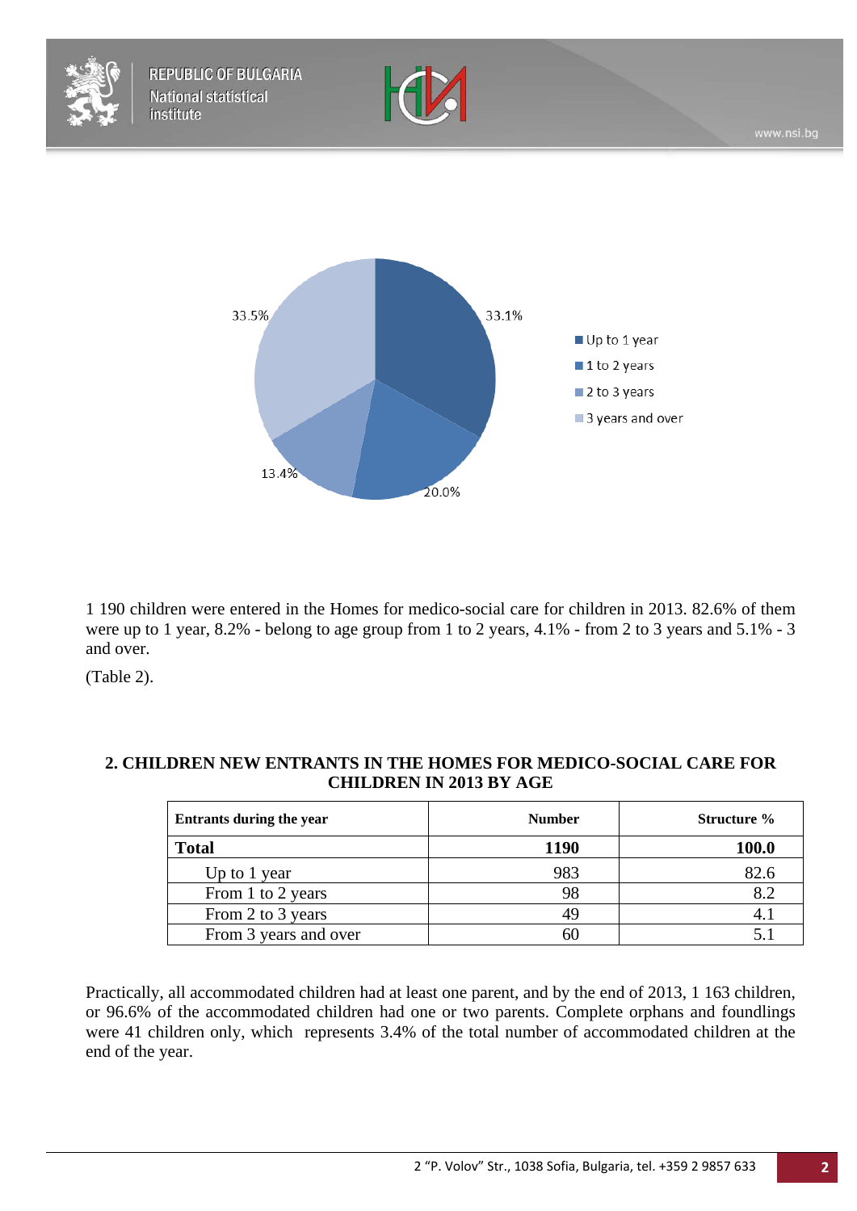1 190 children were entered in the Homes for medico-social care for children in 2013. 82.6% of them were up to 1 year, 8.2% - belong to age group from 1 to 2 years, 4.1% - from 2 to 3 years and 5.1% - 3 and over.

(Table 2).

## 2. CHILDREN NEW ENTRANTS IN THE HOMES FOR MEDICO-SOCIAL CARE FOR CHILDREN IN 2013 BY AGE

| Entrants during the year | Number | Structure % |
|---|---|---|
| **Total** | **1190** | **100.0** |
| Up to 1 year | 983 | 82.6 |
| From 1 to 2 years | 98 | 8.2 |
| From 2 to 3 years | 49 | 4.1 |
| From 3 years and over | 60 | 5.1 |

Practically, all accommodated children had at least one parent, and by the end of 2013, 1 163 children, or 96.6% of the accommodated children had one or two parents. Complete orphans and foundlings were 41 children only, which represents 3.4% of the total number of accommodated children at the end of the year.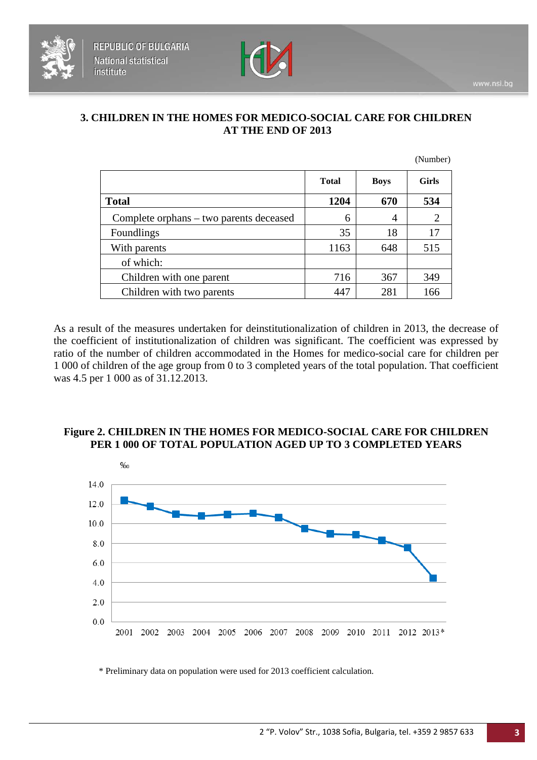## 3. CHILDREN IN THE HOMES FOR MEDICO-SOCIAL CARE FOR CHILDREN AT THE END OF 2013

(Number)

| | Total | Boys | Girls |
|---|---|---|---|
| **Total** | **1204** | **670** | **534** |
| Complete orphans – two parents deceased | 6 | 4 | 2 |
| Foundlings | 35 | 18 | 17 |
| With parents | 1163 | 648 | 515 |
| of which: | | | |
| Children with one parent | 716 | 367 | 349 |
| Children with two parents | 447 | 281 | 166 |

As a result of the measures undertaken for deinstitutionalization of children in 2013, the decrease of the coefficient of institutionalization of children was significant. The coefficient was expressed by ratio of the number of children accommodated in the Homes for medico-social care for children per 1 000 of children of the age group from 0 to 3 completed years of the total population. That coefficient was 4.5 per 1 000 as of 31.12.2013.

**Figure 2. CHILDREN IN THE HOMES FOR MEDICO-SOCIAL CARE FOR CHILDREN PER 1 000 OF TOTAL POPULATION AGED UP TO 3 COMPLETED YEARS**

‰

14.0
12.0
10.0
8.0
6.0
4.0
2.0
0.0

2001 2002 2003 2004 2005 2006 2007 2008 2009 2010 2011 2012 2013*

\* Preliminary data on population were used for 2013 coefficient calculation.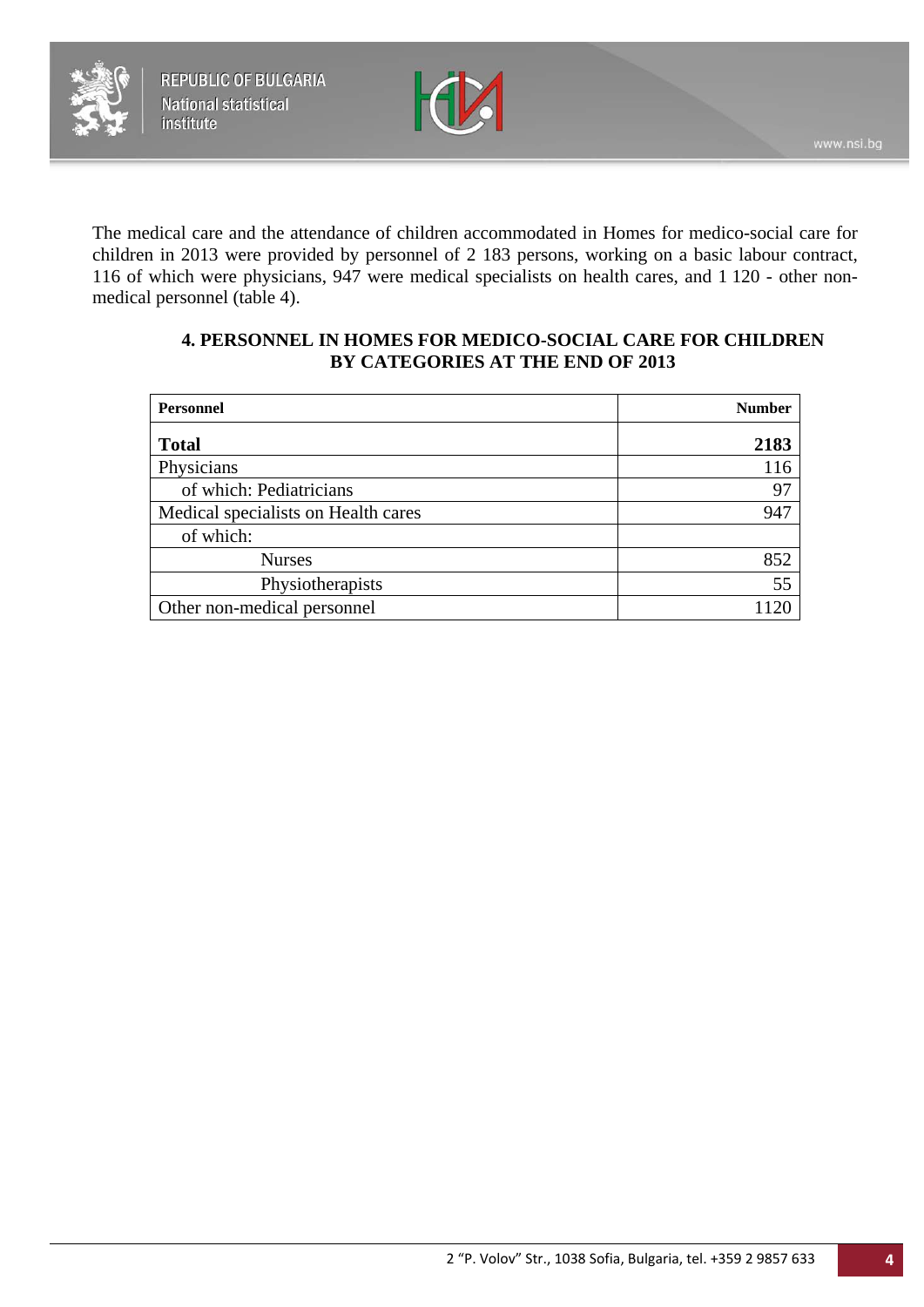The medical care and the attendance of children accommodated in Homes for medico-social care for children in 2013 were provided by personnel of 2 183 persons, working on a basic labour contract, 116 of which were physicians, 947 were medical specialists on health cares, and 1 120 - other non-medical personnel (table 4).

### 4. PERSONNEL IN HOMES FOR MEDICO-SOCIAL CARE FOR CHILDREN BY CATEGORIES AT THE END OF 2013

| Personnel | Number |
|---|---:|
| **Total** | **2183** |
| Physicians | 116 |
| of which: Pediatricians | 97 |
| Medical specialists on Health cares | 947 |
| of which: | |
| Nurses | 852 |
| Physiotherapists | 55 |
| Other non-medical personnel | 1120 |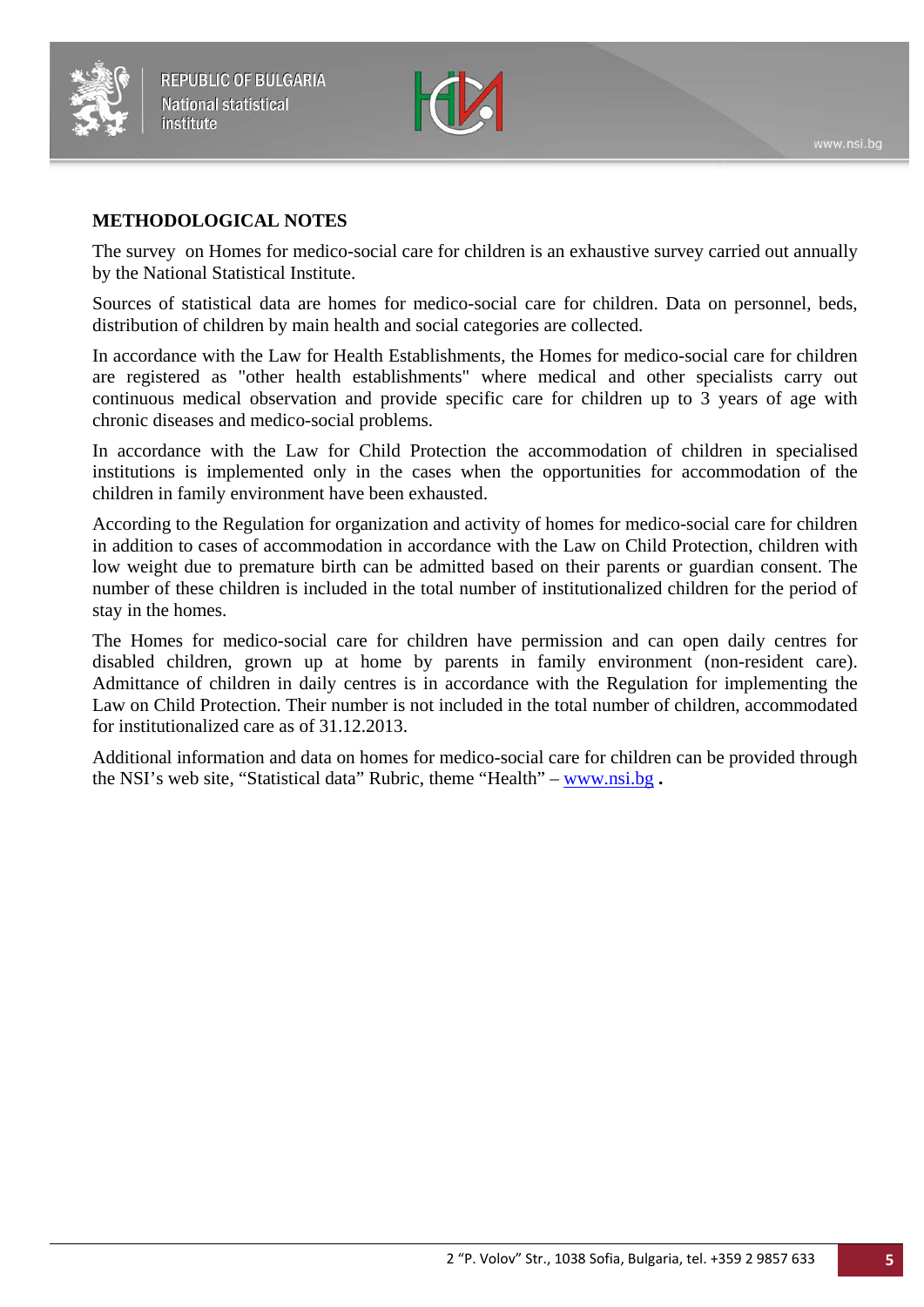## METHODOLOGICAL NOTES

The survey on Homes for medico-social care for children is an exhaustive survey carried out annually by the National Statistical Institute.

Sources of statistical data are homes for medico-social care for children. Data on personnel, beds, distribution of children by main health and social categories are collected.

In accordance with the Law for Health Establishments, the Homes for medico-social care for children are registered as "other health establishments" where medical and other specialists carry out continuous medical observation and provide specific care for children up to 3 years of age with chronic diseases and medico-social problems.

In accordance with the Law for Child Protection the accommodation of children in specialised institutions is implemented only in the cases when the opportunities for accommodation of the children in family environment have been exhausted.

According to the Regulation for organization and activity of homes for medico-social care for children in addition to cases of accommodation in accordance with the Law on Child Protection, children with low weight due to premature birth can be admitted based on their parents or guardian consent. The number of these children is included in the total number of institutionalized children for the period of stay in the homes.

The Homes for medico-social care for children have permission and can open daily centres for disabled children, grown up at home by parents in family environment (non-resident care). Admittance of children in daily centres is in accordance with the Regulation for implementing the Law on Child Protection. Their number is not included in the total number of children, accommodated for institutionalized care as of 31.12.2013.

Additional information and data on homes for medico-social care for children can be provided through the NSI's web site, "Statistical data" Rubric, theme "Health" – www.nsi.bg .